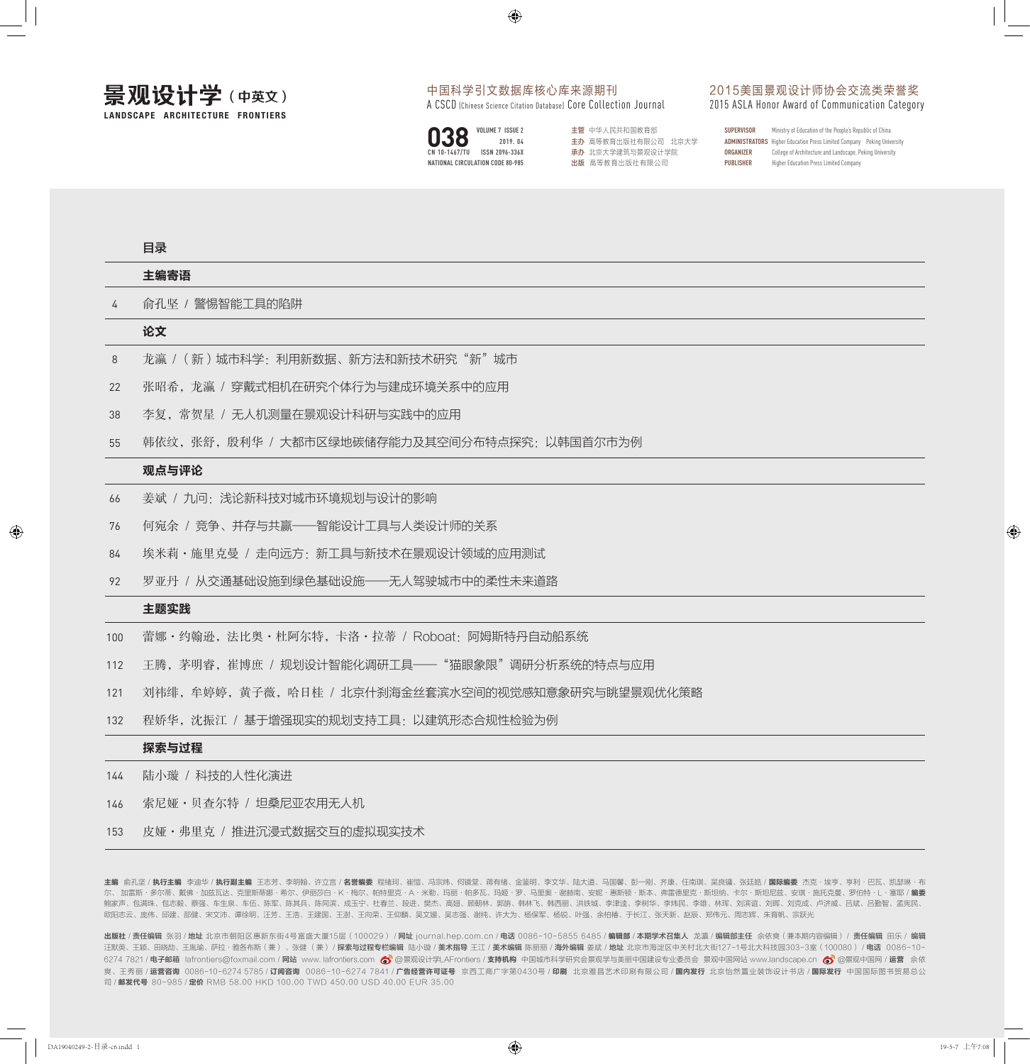# 景观设计学（中英文）

**LANDSCAPE ARCHITECTURE FRONTIERS**

中国科学引文数据库核心库来源期刊
A CSCD (Chinese Science Citation Database) Core Collection Journal

2015美国景观设计师协会交流类荣誉奖
2015 ASLA Honor Award of Communication Category

**038** VOLUME 7 ISSUE 2
2019. 04
CN 10-1467/TU ISSN 2096-336X
NATIONAL CIRCULATION CODE 80-985

**主管** 中华人民共和国教育部
**主办** 高等教育出版社有限公司 北京大学
**承办** 北京大学建筑与景观设计学院
**出版** 高等教育出版社有限公司

**SUPERVISOR** Ministry of Education of the People's Republic of China
**ADMINISTRATORS** Higher Education Press Limited Company Peking University
**ORGANIZER** College of Architecture and Landscape, Peking University
**PUBLISHER** Higher Education Press Limited Company

## 目录

### 主编寄语

4 俞孔坚 / 警惕智能工具的陷阱

### 论文

8 龙瀛 /（新）城市科学：利用新数据、新方法和新技术研究“新”城市

22 张昭希，龙瀛 / 穿戴式相机在研究个体行为与建成环境关系中的应用

38 李复，常贺星 / 无人机测量在景观设计科研与实践中的应用

55 韩依纹，张舒，殷利华 / 大都市区绿地碳储存能力及其空间分布特点探究：以韩国首尔市为例

### 观点与评论

66 姜斌 / 九问：浅论新科技对城市环境规划与设计的影响

76 何宛余 / 竞争、并存与共赢——智能设计工具与人类设计师的关系

84 埃米莉·施里克曼 / 走向远方：新工具与新技术在景观设计领域的应用测试

92 罗亚丹 / 从交通基础设施到绿色基础设施——无人驾驶城市中的柔性未来道路

### 主题实践

100 蕾娜·约翰逊，法比奥·杜阿尔特，卡洛·拉蒂 / Roboat：阿姆斯特丹自动船系统

112 王腾，茅明睿，崔博庶 / 规划设计智能化调研工具——“猫眼象限”调研分析系统的特点与应用

121 刘祎绯，牟婷婷，黄子薇，哈日桂 / 北京什刹海金丝套滨水空间的视觉感知意象研究与眺望景观优化策略

132 程娇华，沈振江 / 基于增强现实的规划支持工具：以建筑形态合规性检验为例

### 探索与过程

144 陆小璇 / 科技的人性化演进

146 索尼娅·贝查尔特 / 坦桑尼亚农用无人机

153 皮娅·弗里克 / 推进沉浸式数据交互的虚拟现实技术

**主编** 俞孔坚 / **执行主编** 李迪华 / **执行副主编** 王志芳、李明翰、许立言 / **名誉编委** 程绪珂、崔愷、冯宗炜、何镜堂、蒋有绪、金鉴明、李文华、陆大道、马国馨、彭一刚、齐康、任南琪、吴良镛、张廷皓 / **国际编委** 杰克·埃亨、亨利·巴瓦、凯瑟琳·布尔、加雷斯·多尔蒂、戴佛·加兹瓦达、克里斯蒂娜·希尔、伊丽莎白·K·梅尔、帕特里克·A·米勒、玛丽·帕多瓦、玛妮·罗、马里奥·谢赫南、安妮·惠斯顿·斯本、弗雷德里克·斯坦纳、卡尔·斯坦尼兹、安琪·施托克曼、罗伯特·L·塞耶 / **编委** 鲍家声、包满珠、包志毅、蔡强、车生泉、车伍、陈军、陈其兵、陈同滨、成玉宁、杜春兰、段进、樊杰、高翅、顾朝林、郭旃、韩林飞、韩西丽、洪铁城、李津逵、李树华、李炜民、李雄、林琿、刘滨谊、刘晖、刘克成、卢济威、吕斌、吕勤智、孟宪民、欧阳志云、庞伟、邱建、邵健、宋文沛、谭徐明、汪芳、王浩、王建国、王澍、王向荣、王仰麟、吴文媛、吴志强、谢纯、许大为、杨保军、杨锐、叶强、余柏椿、于长江、张天新、赵辰、郑伟元、周志辉、朱育帆、宗跃光

**出版社** / **责任编辑** 张羽 / **地址** 北京市朝阳区惠新东街4号富盛大厦15层（100029）/ **网址** journal.hep.com.cn / **电话** 0086-10-5855 6485 / **编辑部** / **本期学术召集人** 龙瀛 / **编辑部主任** 佘依爽（兼本期内容编辑）/ **责任编辑** 田乐 / **编辑** 汪默英、王颖、田晓劼、王胤瑜、萨拉·雅各布斯（兼）、张健（兼）/ **探索与过程专栏编辑** 陆小璇 / **美术指导** 王江 / **美术编辑** 陈丽丽 / **海外编辑** 姜斌 / **地址** 北京市海淀区中关村北大街127-1号北大科技园303-3室（100080）/ **电话** 0086-10-6274 7821 / **电子邮箱** lafrontiers@foxmail.com / **网站** www. lafrontiers.com @景观设计学LAFrontiers / **支持机构** 中国城市科学研究会景观学与美丽中国建设专业委员会 景观中国网站 www.landscape.cn @景观中国网 / **运营** 佘依爽、王秀丽 / **运营咨询** 0086-10-6274 5785 / **订阅咨询** 0086-10-6274 7841 / **广告经营许可证号** 京西工商广字第0430号 / **印刷** 北京雅昌艺术印刷有限公司 / **国内发行** 北京怡然置业装饰设计书店 / **国际发行** 中国国际图书贸易总公司 / **邮发代号** 80-985 / **定价** RMB 58.00 HKD 100.00 TWD 450.00 USD 40.00 EUR 35.00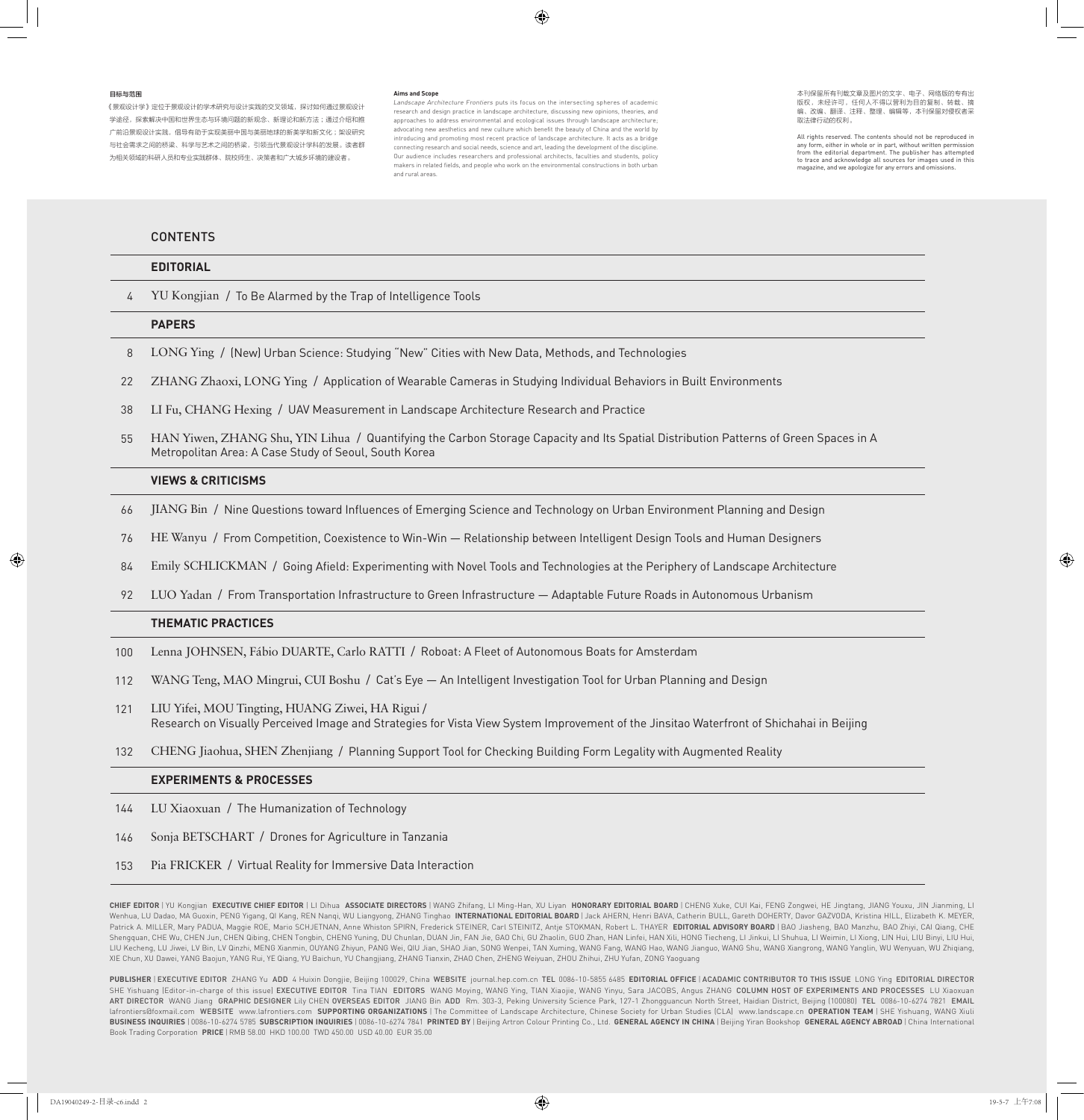**目标与范围**

《景观设计学》定位于景观设计的学术研究与设计实践的交叉领域，探讨如何通过景观设计学途径，探索解决中国和世界生态与环境问题的新观念、新理论和新方法；通过介绍和推广前沿景观设计实践，倡导有助于实现美丽中国与美丽地球的新美学和新文化；架设研究与社会需求之间的桥梁、科学与艺术之间的桥梁，引领当代景观设计学科的发展。读者群为相关领域的科研人员和专业实践群体、院校师生、决策者和广大城乡环境的建设者。

**Aims and Scope**

*Landscape Architecture Frontiers* puts its focus on the intersecting spheres of academic research and design practice in landscape architecture, discussing new opinions, theories, and approaches to address environmental and ecological issues through landscape architecture; advocating new aesthetics and new culture which benefit the beauty of China and the world by introducing and promoting most recent practice of landscape architecture. It acts as a bridge connecting research and social needs, science and art, leading the development of the discipline. Our audience includes researchers and professional architects, faculties and students, policy makers in related fields, and people who work on the environmental constructions in both urban and rural areas.

本刊保留所有刊载文章及图片的文字、电子、网络版的专有出版权，未经许可，任何人不得以营利为目的复制、转载、摘编、改编、翻译、注释、整理、编辑等，本刊保留对侵权者采取法律行动的权利。

All rights reserved. The contents should not be reproduced in any form, either in whole or in part, without written permission from the editorial department. The publisher has attempted to trace and acknowledge all sources for images used in this magazine, and we apologize for any errors and omissions.

## CONTENTS

### EDITORIAL

4 YU Kongjian / To Be Alarmed by the Trap of Intelligence Tools

### PAPERS

8 LONG Ying / (New) Urban Science: Studying "New" Cities with New Data, Methods, and Technologies

22 ZHANG Zhaoxi, LONG Ying / Application of Wearable Cameras in Studying Individual Behaviors in Built Environments

38 LI Fu, CHANG Hexing / UAV Measurement in Landscape Architecture Research and Practice

55 HAN Yiwen, ZHANG Shu, YIN Lihua / Quantifying the Carbon Storage Capacity and Its Spatial Distribution Patterns of Green Spaces in A Metropolitan Area: A Case Study of Seoul, South Korea

### VIEWS & CRITICISMS

66 JIANG Bin / Nine Questions toward Influences of Emerging Science and Technology on Urban Environment Planning and Design

76 HE Wanyu / From Competition, Coexistence to Win-Win — Relationship between Intelligent Design Tools and Human Designers

84 Emily SCHLICKMAN / Going Afield: Experimenting with Novel Tools and Technologies at the Periphery of Landscape Architecture

92 LUO Yadan / From Transportation Infrastructure to Green Infrastructure — Adaptable Future Roads in Autonomous Urbanism

### THEMATIC PRACTICES

100 Lenna JOHNSEN, Fábio DUARTE, Carlo RATTI / Roboat: A Fleet of Autonomous Boats for Amsterdam

112 WANG Teng, MAO Mingrui, CUI Boshu / Cat's Eye — An Intelligent Investigation Tool for Urban Planning and Design

121 LIU Yifei, MOU Tingting, HUANG Ziwei, HA Rigui / Research on Visually Perceived Image and Strategies for Vista View System Improvement of the Jinsitao Waterfront of Shichahai in Beijing

132 CHENG Jiaohua, SHEN Zhenjiang / Planning Support Tool for Checking Building Form Legality with Augmented Reality

### EXPERIMENTS & PROCESSES

144 LU Xiaoxuan / The Humanization of Technology

146 Sonja BETSCHART / Drones for Agriculture in Tanzania

153 Pia FRICKER / Virtual Reality for Immersive Data Interaction

**CHIEF EDITOR** | YU Kongjian **EXECUTIVE CHIEF EDITOR** | LI Dihua **ASSOCIATE DIRECTORS** | WANG Zhifang, LI Ming-Han, XU Liyan **HONORARY EDITORIAL BOARD** | CHENG Xuke, CUI Kai, FENG Zongwei, HE Jingtang, JIANG Youxu, JIN Jianming, LI Wenhua, LU Dadao, MA Guoxin, PENG Yigang, QI Kang, REN Nanqi, WU Liangyong, ZHANG Tinghao **INTERNATIONAL EDITORIAL BOARD** | Jack AHERN, Henri BAVA, Catherin BULL, Gareth DOHERTY, Davor GAZVODA, Kristina HILL, Elizabeth K. MEYER, Patrick A. MILLER, Mary PADUA, Maggie ROE, Mario SCHJETNAN, Anne Whiston SPIRN, Frederick STEINER, Carl STEINITZ, Antje STOKMAN, Robert L. THAYER **EDITORIAL ADVISORY BOARD** | BAO Jiasheng, BAO Manzhu, BAO Zhiyi, CAI Qiang, CHE Shengquan, CHE Wu, CHEN Jun, CHEN Qibing, CHEN Tongbin, CHENG Yuning, DU Chunlan, DUAN Jin, FAN Jie, GAO Chi, GU Zhaolin, GUO Zhan, HAN Linfei, HAN Xili, HONG Tiecheng, LI Jinkui, LI Shuhua, LI Weimin, LI Xiong, LIN Hui, LIU Binyi, LIU Hui, LIU Kecheng, LU Jiwei, LV Bin, LV Qinzhi, MENG Xianmin, OUYANG Zhiyun, PANG Wei, QIU Jian, SHAO Jian, SONG Wenpei, TAN Xuming, WANG Fang, WANG Hao, WANG Jianguo, WANG Shu, WANG Xiangrong, WANG Yanglin, WU Wenyuan, WU Zhiqiang, XIE Chun, XU Dawei, YANG Baojun, YANG Rui, YE Qiang, YU Baichun, YU Changjiang, ZHANG Tianxin, ZHAO Chen, ZHENG Weiyuan, ZHOU Zhihui, ZHU Yufan, ZONG Yaoguang

**PUBLISHER** | **EXECUTIVE EDITOR** ZHANG Yu **ADD** 4 Huixin Dongjie, Beijing 100029, China **WEBSITE** journal.hep.com.cn **TEL** 0086-10-5855 6485 **EDITORIAL OFFICE** | **ACADAMIC CONTRIBUTOR TO THIS ISSUE** LONG Ying **EDITORIAL DIRECTOR** SHE Yishuang (Editor-in-charge of this issue) **EXECUTIVE EDITOR** Tina TIAN **EDITORS** WANG Moying, WANG Ying, TIAN Xiaojie, WANG Yinyu, Sara JACOBS, Angus ZHANG **COLUMN HOST OF EXPERIMENTS AND PROCESSES** LU Xiaoxuan **ART DIRECTOR** WANG Jiang **GRAPHIC DESIGNER** Lily CHEN **OVERSEAS EDITOR** JIANG Bin **ADD** Rm. 303-3, Peking University Science Park, 127-1 Zhongguancun North Street, Haidian District, Beijing (100080) **TEL** 0086-10-6274 7821 **EMAIL** lafrontiers@foxmail.com **WEBSITE** www.lafrontiers.com **SUPPORTING ORGANIZATIONS** | The Committee of Landscape Architecture, Chinese Society for Urban Studies (CLA) www.landscape.cn **OPERATION TEAM** | SHE Yishuang, WANG Xiuli **BUSINESS INQUIRIES** | 0086-10-6274 5785 **SUBSCRIPTION INQUIRIES** | 0086-10-6274 7841 **PRINTED BY** | Beijing Artron Colour Printing Co., Ltd. **GENERAL AGENCY IN CHINA** | Beijing Yiran Bookshop **GENERAL AGENCY ABROAD** | China International Book Trading Corporation **PRICE** | RMB 58.00 HKD 100.00 TWD 450.00 USD 40.00 EUR 35.00